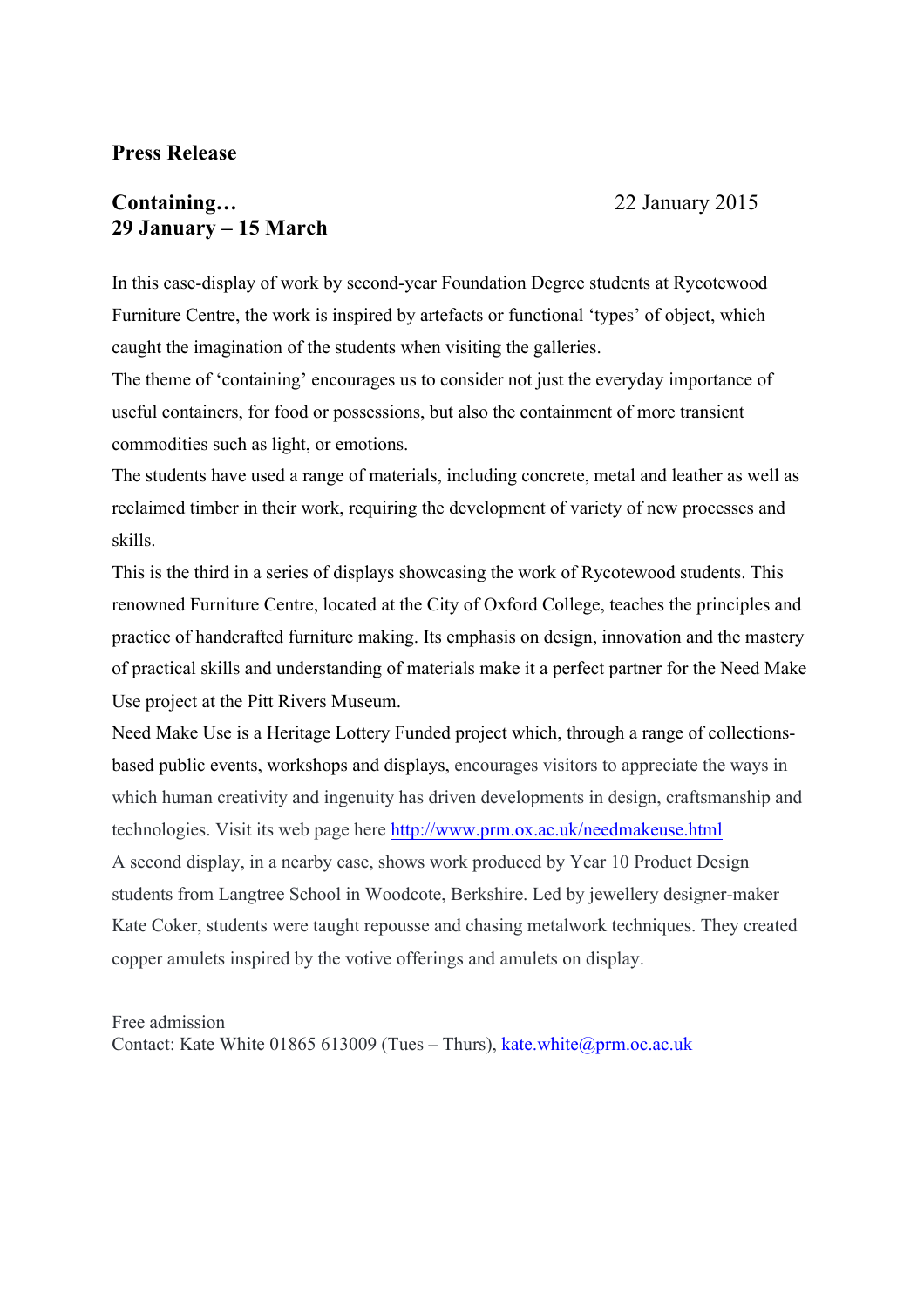**Press Release**

**Containing…**
**29 January – 15 March**

22 January 2015

In this case-display of work by second-year Foundation Degree students at Rycotewood Furniture Centre, the work is inspired by artefacts or functional 'types' of object, which caught the imagination of the students when visiting the galleries.

The theme of 'containing' encourages us to consider not just the everyday importance of useful containers, for food or possessions, but also the containment of more transient commodities such as light, or emotions.

The students have used a range of materials, including concrete, metal and leather as well as reclaimed timber in their work, requiring the development of variety of new processes and skills.

This is the third in a series of displays showcasing the work of Rycotewood students. This renowned Furniture Centre, located at the City of Oxford College, teaches the principles and practice of handcrafted furniture making. Its emphasis on design, innovation and the mastery of practical skills and understanding of materials make it a perfect partner for the Need Make Use project at the Pitt Rivers Museum.

Need Make Use is a Heritage Lottery Funded project which, through a range of collections-based public events, workshops and displays, encourages visitors to appreciate the ways in which human creativity and ingenuity has driven developments in design, craftsmanship and technologies. Visit its web page here http://www.prm.ox.ac.uk/needmakeuse.html

A second display, in a nearby case, shows work produced by Year 10 Product Design students from Langtree School in Woodcote, Berkshire. Led by jewellery designer-maker Kate Coker, students were taught repousse and chasing metalwork techniques. They created copper amulets inspired by the votive offerings and amulets on display.

Free admission
Contact: Kate White 01865 613009 (Tues – Thurs), kate.white@prm.oc.ac.uk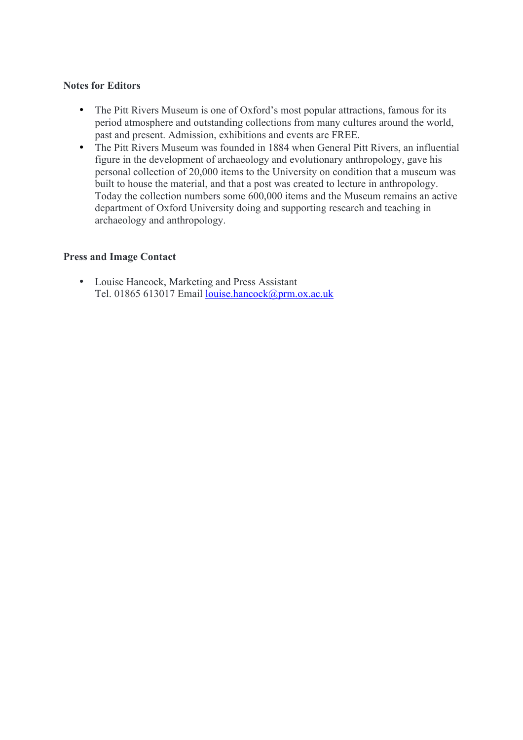**Notes for Editors**

- The Pitt Rivers Museum is one of Oxford's most popular attractions, famous for its period atmosphere and outstanding collections from many cultures around the world, past and present. Admission, exhibitions and events are FREE.
- The Pitt Rivers Museum was founded in 1884 when General Pitt Rivers, an influential figure in the development of archaeology and evolutionary anthropology, gave his personal collection of 20,000 items to the University on condition that a museum was built to house the material, and that a post was created to lecture in anthropology. Today the collection numbers some 600,000 items and the Museum remains an active department of Oxford University doing and supporting research and teaching in archaeology and anthropology.

**Press and Image Contact**

- Louise Hancock, Marketing and Press Assistant
  Tel. 01865 613017 Email louise.hancock@prm.ox.ac.uk